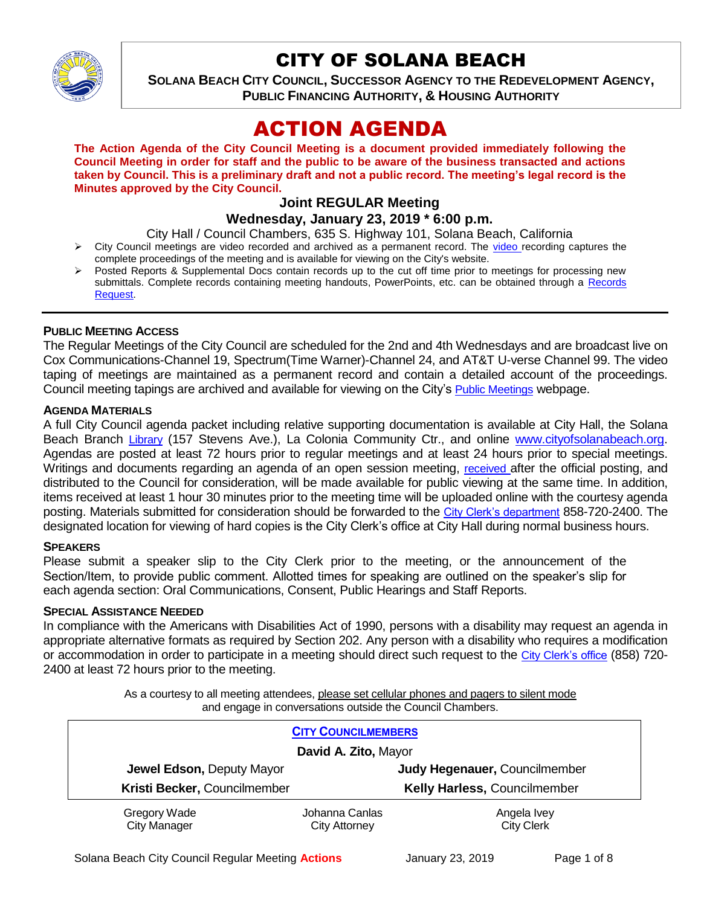# CITY OF SOLANA BEACH

**SOLANA BEACH CITY COUNCIL, SUCCESSOR AGENCY TO THE REDEVELOPMENT AGENCY, PUBLIC FINANCING AUTHORITY, & HOUSING AUTHORITY**

# ACTION AGENDA

**The Action Agenda of the City Council Meeting is a document provided immediately following the Council Meeting in order for staff and the public to be aware of the business transacted and actions taken by Council. This is a preliminary draft and not a public record. The meeting's legal record is the Minutes approved by the City Council.**

### Joint REGULAR Meeting

### Wednesday, January 23, 2019 * 6:00 p.m.

City Hall / Council Chambers, 635 S. Highway 101, Solana Beach, California

- City Council meetings are video recorded and archived as a permanent record. The video recording captures the complete proceedings of the meeting and is available for viewing on the City's website.
- Posted Reports & Supplemental Docs contain records up to the cut off time prior to meetings for processing new submittals. Complete records containing meeting handouts, PowerPoints, etc. can be obtained through a Records Request.

**PUBLIC MEETING ACCESS**

The Regular Meetings of the City Council are scheduled for the 2nd and 4th Wednesdays and are broadcast live on Cox Communications-Channel 19, Spectrum(Time Warner)-Channel 24, and AT&T U-verse Channel 99. The video taping of meetings are maintained as a permanent record and contain a detailed account of the proceedings. Council meeting tapings are archived and available for viewing on the City's Public Meetings webpage.

**AGENDA MATERIALS**

A full City Council agenda packet including relative supporting documentation is available at City Hall, the Solana Beach Branch Library (157 Stevens Ave.), La Colonia Community Ctr., and online www.cityofsolanabeach.org. Agendas are posted at least 72 hours prior to regular meetings and at least 24 hours prior to special meetings. Writings and documents regarding an agenda of an open session meeting, received after the official posting, and distributed to the Council for consideration, will be made available for public viewing at the same time. In addition, items received at least 1 hour 30 minutes prior to the meeting time will be uploaded online with the courtesy agenda posting. Materials submitted for consideration should be forwarded to the City Clerk's department 858-720-2400. The designated location for viewing of hard copies is the City Clerk's office at City Hall during normal business hours.

**SPEAKERS**

Please submit a speaker slip to the City Clerk prior to the meeting, or the announcement of the Section/Item, to provide public comment. Allotted times for speaking are outlined on the speaker's slip for each agenda section: Oral Communications, Consent, Public Hearings and Staff Reports.

**SPECIAL ASSISTANCE NEEDED**

In compliance with the Americans with Disabilities Act of 1990, persons with a disability may request an agenda in appropriate alternative formats as required by Section 202. Any person with a disability who requires a modification or accommodation in order to participate in a meeting should direct such request to the City Clerk's office (858) 720-2400 at least 72 hours prior to the meeting.

As a courtesy to all meeting attendees, please set cellular phones and pagers to silent mode and engage in conversations outside the Council Chambers.

**CITY COUNCILMEMBERS**

**David A. Zito,** Mayor

| | |
|---|---|
| **Jewel Edson,** Deputy Mayor | **Judy Hegenauer,** Councilmember |
| **Kristi Becker,** Councilmember | **Kelly Harless,** Councilmember |

| | | |
|---|---|---|
| Gregory Wade<br>City Manager | Johanna Canlas<br>City Attorney | Angela Ivey<br>City Clerk |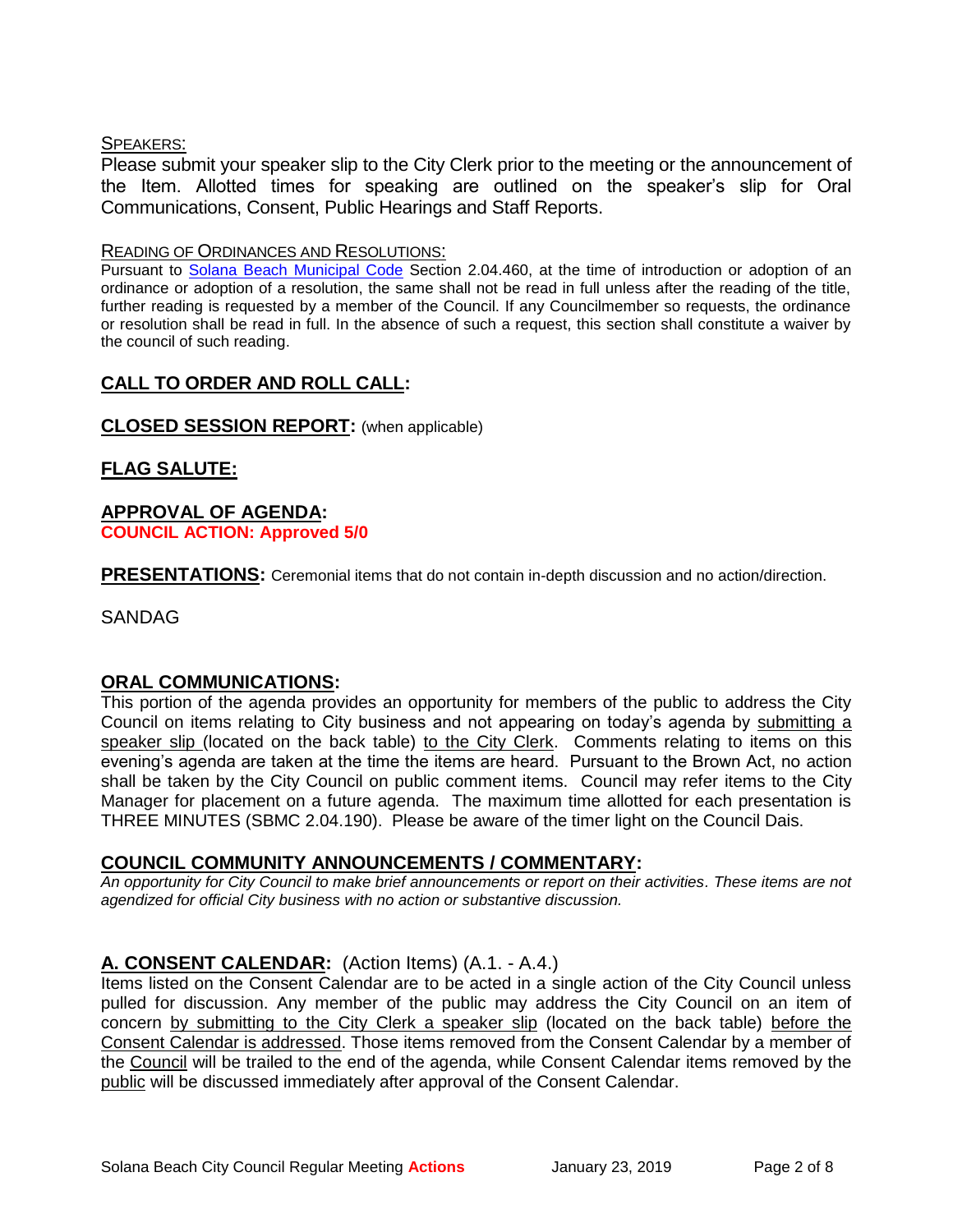SPEAKERS:

Please submit your speaker slip to the City Clerk prior to the meeting or the announcement of the Item. Allotted times for speaking are outlined on the speaker's slip for Oral Communications, Consent, Public Hearings and Staff Reports.

READING OF ORDINANCES AND RESOLUTIONS:

Pursuant to Solana Beach Municipal Code Section 2.04.460, at the time of introduction or adoption of an ordinance or adoption of a resolution, the same shall not be read in full unless after the reading of the title, further reading is requested by a member of the Council. If any Councilmember so requests, the ordinance or resolution shall be read in full. In the absence of such a request, this section shall constitute a waiver by the council of such reading.

## CALL TO ORDER AND ROLL CALL:

## CLOSED SESSION REPORT: (when applicable)

## FLAG SALUTE:

## APPROVAL OF AGENDA:

**COUNCIL ACTION: Approved 5/0**

**PRESENTATIONS:** Ceremonial items that do not contain in-depth discussion and no action/direction.

SANDAG

## ORAL COMMUNICATIONS:

This portion of the agenda provides an opportunity for members of the public to address the City Council on items relating to City business and not appearing on today's agenda by submitting a speaker slip (located on the back table) to the City Clerk. Comments relating to items on this evening's agenda are taken at the time the items are heard. Pursuant to the Brown Act, no action shall be taken by the City Council on public comment items. Council may refer items to the City Manager for placement on a future agenda. The maximum time allotted for each presentation is THREE MINUTES (SBMC 2.04.190). Please be aware of the timer light on the Council Dais.

## COUNCIL COMMUNITY ANNOUNCEMENTS / COMMENTARY:

*An opportunity for City Council to make brief announcements or report on their activities. These items are not agendized for official City business with no action or substantive discussion.*

## A. CONSENT CALENDAR: (Action Items) (A.1. - A.4.)

Items listed on the Consent Calendar are to be acted in a single action of the City Council unless pulled for discussion. Any member of the public may address the City Council on an item of concern by submitting to the City Clerk a speaker slip (located on the back table) before the Consent Calendar is addressed. Those items removed from the Consent Calendar by a member of the Council will be trailed to the end of the agenda, while Consent Calendar items removed by the public will be discussed immediately after approval of the Consent Calendar.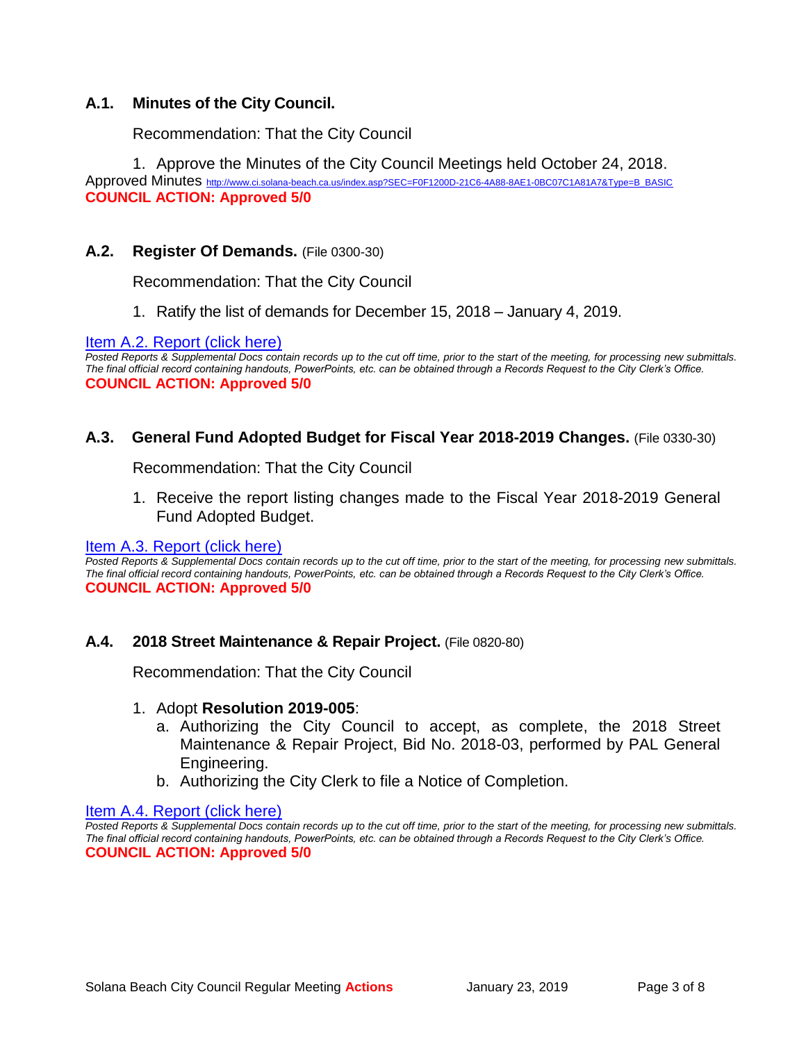### A.1. Minutes of the City Council.

Recommendation: That the City Council

1. Approve the Minutes of the City Council Meetings held October 24, 2018.

Approved Minutes http://www.ci.solana-beach.ca.us/index.asp?SEC=F0F1200D-21C6-4A88-8AE1-0BC07C1A81A7&Type=B_BASIC

**COUNCIL ACTION: Approved 5/0**

### A.2. Register Of Demands. (File 0300-30)

Recommendation: That the City Council

1. Ratify the list of demands for December 15, 2018 – January 4, 2019.

Item A.2. Report (click here)

*Posted Reports & Supplemental Docs contain records up to the cut off time, prior to the start of the meeting, for processing new submittals. The final official record containing handouts, PowerPoints, etc. can be obtained through a Records Request to the City Clerk's Office.*

**COUNCIL ACTION: Approved 5/0**

### A.3. General Fund Adopted Budget for Fiscal Year 2018-2019 Changes. (File 0330-30)

Recommendation: That the City Council

1. Receive the report listing changes made to the Fiscal Year 2018-2019 General Fund Adopted Budget.

Item A.3. Report (click here)

*Posted Reports & Supplemental Docs contain records up to the cut off time, prior to the start of the meeting, for processing new submittals. The final official record containing handouts, PowerPoints, etc. can be obtained through a Records Request to the City Clerk's Office.*

**COUNCIL ACTION: Approved 5/0**

### A.4. 2018 Street Maintenance & Repair Project. (File 0820-80)

Recommendation: That the City Council

1. Adopt **Resolution 2019-005**:
   a. Authorizing the City Council to accept, as complete, the 2018 Street Maintenance & Repair Project, Bid No. 2018-03, performed by PAL General Engineering.
   b. Authorizing the City Clerk to file a Notice of Completion.

Item A.4. Report (click here)

*Posted Reports & Supplemental Docs contain records up to the cut off time, prior to the start of the meeting, for processing new submittals. The final official record containing handouts, PowerPoints, etc. can be obtained through a Records Request to the City Clerk's Office.*

**COUNCIL ACTION: Approved 5/0**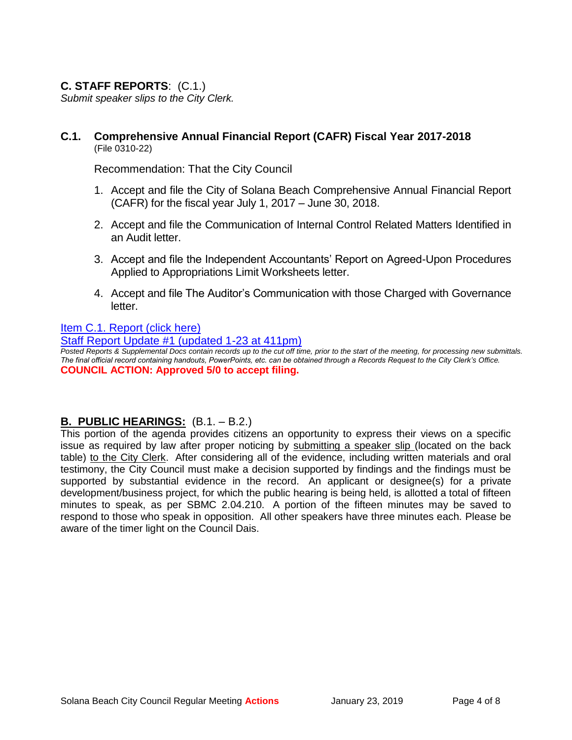## C. STAFF REPORTS: (C.1.)

*Submit speaker slips to the City Clerk.*

### C.1. Comprehensive Annual Financial Report (CAFR) Fiscal Year 2017-2018

(File 0310-22)

Recommendation: That the City Council

1. Accept and file the City of Solana Beach Comprehensive Annual Financial Report (CAFR) for the fiscal year July 1, 2017 – June 30, 2018.
2. Accept and file the Communication of Internal Control Related Matters Identified in an Audit letter.
3. Accept and file the Independent Accountants' Report on Agreed-Upon Procedures Applied to Appropriations Limit Worksheets letter.
4. Accept and file The Auditor's Communication with those Charged with Governance letter.

Item C.1. Report (click here)

Staff Report Update #1 (updated 1-23 at 411pm)

*Posted Reports & Supplemental Docs contain records up to the cut off time, prior to the start of the meeting, for processing new submittals. The final official record containing handouts, PowerPoints, etc. can be obtained through a Records Request to the City Clerk's Office.*

**COUNCIL ACTION: Approved 5/0 to accept filing.**

## B. PUBLIC HEARINGS: (B.1. – B.2.)

This portion of the agenda provides citizens an opportunity to express their views on a specific issue as required by law after proper noticing by submitting a speaker slip (located on the back table) to the City Clerk. After considering all of the evidence, including written materials and oral testimony, the City Council must make a decision supported by findings and the findings must be supported by substantial evidence in the record. An applicant or designee(s) for a private development/business project, for which the public hearing is being held, is allotted a total of fifteen minutes to speak, as per SBMC 2.04.210. A portion of the fifteen minutes may be saved to respond to those who speak in opposition. All other speakers have three minutes each. Please be aware of the timer light on the Council Dais.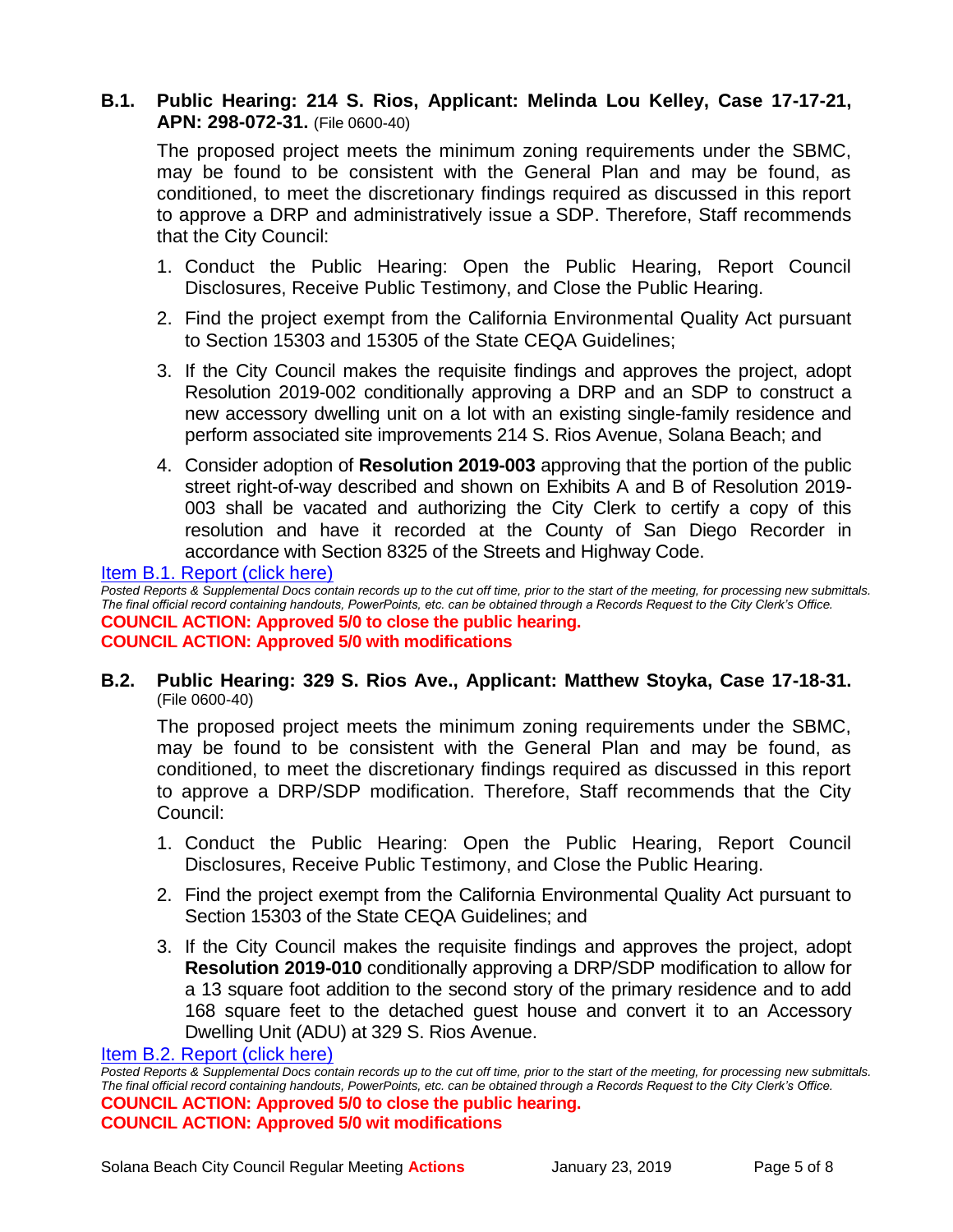**B.1. Public Hearing: 214 S. Rios, Applicant: Melinda Lou Kelley, Case 17-17-21, APN: 298-072-31.** (File 0600-40)

The proposed project meets the minimum zoning requirements under the SBMC, may be found to be consistent with the General Plan and may be found, as conditioned, to meet the discretionary findings required as discussed in this report to approve a DRP and administratively issue a SDP. Therefore, Staff recommends that the City Council:

1. Conduct the Public Hearing: Open the Public Hearing, Report Council Disclosures, Receive Public Testimony, and Close the Public Hearing.
2. Find the project exempt from the California Environmental Quality Act pursuant to Section 15303 and 15305 of the State CEQA Guidelines;
3. If the City Council makes the requisite findings and approves the project, adopt Resolution 2019-002 conditionally approving a DRP and an SDP to construct a new accessory dwelling unit on a lot with an existing single-family residence and perform associated site improvements 214 S. Rios Avenue, Solana Beach; and
4. Consider adoption of **Resolution 2019-003** approving that the portion of the public street right-of-way described and shown on Exhibits A and B of Resolution 2019-003 shall be vacated and authorizing the City Clerk to certify a copy of this resolution and have it recorded at the County of San Diego Recorder in accordance with Section 8325 of the Streets and Highway Code.

Item B.1. Report (click here)

*Posted Reports & Supplemental Docs contain records up to the cut off time, prior to the start of the meeting, for processing new submittals. The final official record containing handouts, PowerPoints, etc. can be obtained through a Records Request to the City Clerk's Office.*

**COUNCIL ACTION: Approved 5/0 to close the public hearing.**
**COUNCIL ACTION: Approved 5/0 with modifications**

**B.2. Public Hearing: 329 S. Rios Ave., Applicant: Matthew Stoyka, Case 17-18-31.** (File 0600-40)

The proposed project meets the minimum zoning requirements under the SBMC, may be found to be consistent with the General Plan and may be found, as conditioned, to meet the discretionary findings required as discussed in this report to approve a DRP/SDP modification. Therefore, Staff recommends that the City Council:

1. Conduct the Public Hearing: Open the Public Hearing, Report Council Disclosures, Receive Public Testimony, and Close the Public Hearing.
2. Find the project exempt from the California Environmental Quality Act pursuant to Section 15303 of the State CEQA Guidelines; and
3. If the City Council makes the requisite findings and approves the project, adopt **Resolution 2019-010** conditionally approving a DRP/SDP modification to allow for a 13 square foot addition to the second story of the primary residence and to add 168 square feet to the detached guest house and convert it to an Accessory Dwelling Unit (ADU) at 329 S. Rios Avenue.

Item B.2. Report (click here)

*Posted Reports & Supplemental Docs contain records up to the cut off time, prior to the start of the meeting, for processing new submittals. The final official record containing handouts, PowerPoints, etc. can be obtained through a Records Request to the City Clerk's Office.*

**COUNCIL ACTION: Approved 5/0 to close the public hearing.**
**COUNCIL ACTION: Approved 5/0 wit modifications**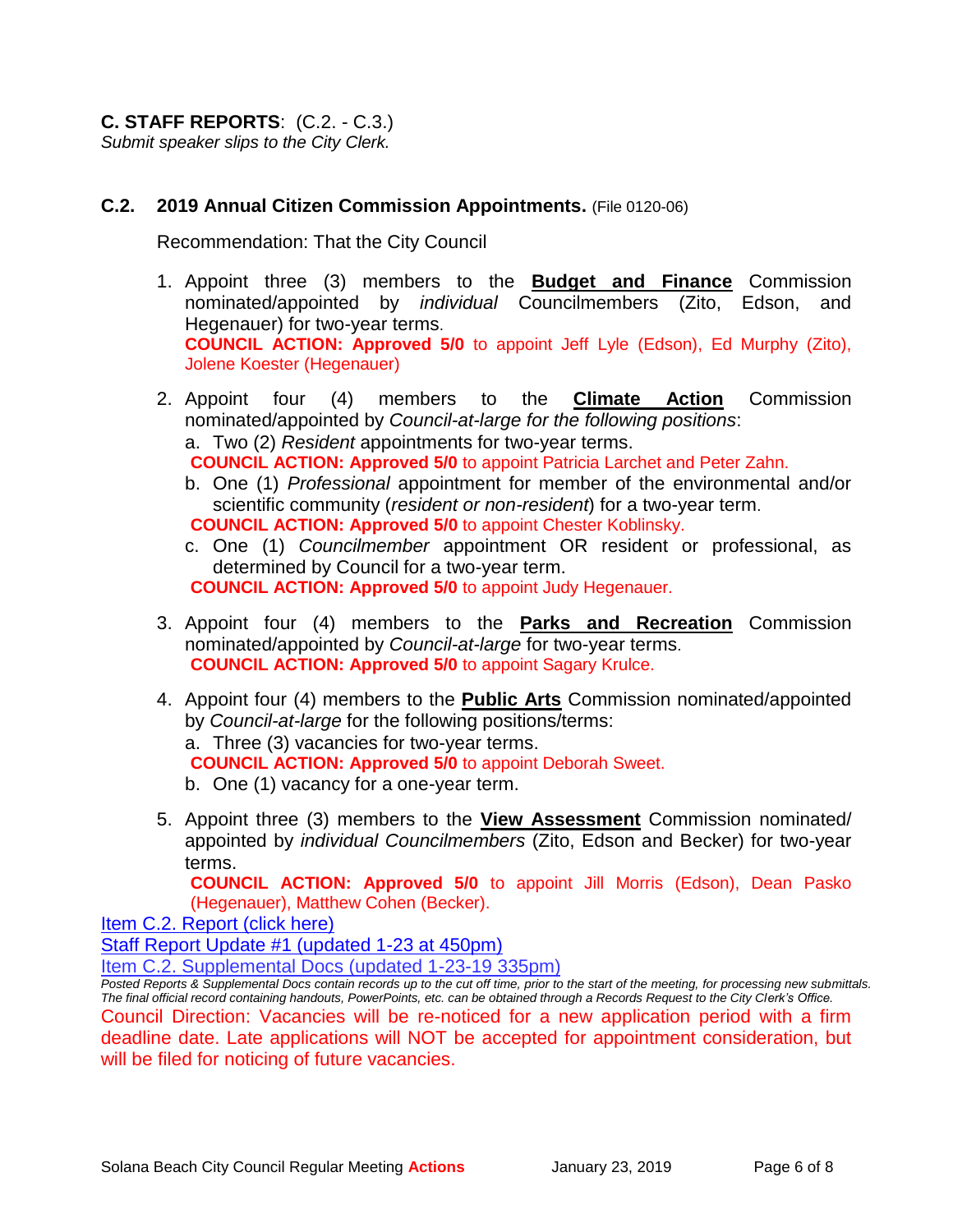**C. STAFF REPORTS**: (C.2. - C.3.)
*Submit speaker slips to the City Clerk.*

### C.2. 2019 Annual Citizen Commission Appointments. (File 0120-06)

Recommendation: That the City Council

1. Appoint three (3) members to the **Budget and Finance** Commission nominated/appointed by *individual* Councilmembers (Zito, Edson, and Hegenauer) for two-year terms.
   **COUNCIL ACTION: Approved 5/0** to appoint Jeff Lyle (Edson), Ed Murphy (Zito), Jolene Koester (Hegenauer)

2. Appoint four (4) members to the **Climate Action** Commission nominated/appointed by *Council-at-large for the following positions*:
   a. Two (2) *Resident* appointments for two-year terms.
   **COUNCIL ACTION: Approved 5/0** to appoint Patricia Larchet and Peter Zahn.
   b. One (1) *Professional* appointment for member of the environmental and/or scientific community (*resident or non-resident*) for a two-year term.
   **COUNCIL ACTION: Approved 5/0** to appoint Chester Koblinsky.
   c. One (1) *Councilmember* appointment OR resident or professional, as determined by Council for a two-year term.
   **COUNCIL ACTION: Approved 5/0** to appoint Judy Hegenauer.

3. Appoint four (4) members to the **Parks and Recreation** Commission nominated/appointed by *Council-at-large* for two-year terms.
   **COUNCIL ACTION: Approved 5/0** to appoint Sagary Krulce.

4. Appoint four (4) members to the **Public Arts** Commission nominated/appointed by *Council-at-large* for the following positions/terms:
   a. Three (3) vacancies for two-year terms.
   **COUNCIL ACTION: Approved 5/0** to appoint Deborah Sweet.
   b. One (1) vacancy for a one-year term.

5. Appoint three (3) members to the **View Assessment** Commission nominated/ appointed by *individual Councilmembers* (Zito, Edson and Becker) for two-year terms.
   **COUNCIL ACTION: Approved 5/0** to appoint Jill Morris (Edson), Dean Pasko (Hegenauer), Matthew Cohen (Becker).

Item C.2. Report (click here)
Staff Report Update #1 (updated 1-23 at 450pm)
Item C.2. Supplemental Docs (updated 1-23-19 335pm)

*Posted Reports & Supplemental Docs contain records up to the cut off time, prior to the start of the meeting, for processing new submittals. The final official record containing handouts, PowerPoints, etc. can be obtained through a Records Request to the City Clerk's Office.*

Council Direction: Vacancies will be re-noticed for a new application period with a firm deadline date. Late applications will NOT be accepted for appointment consideration, but will be filed for noticing of future vacancies.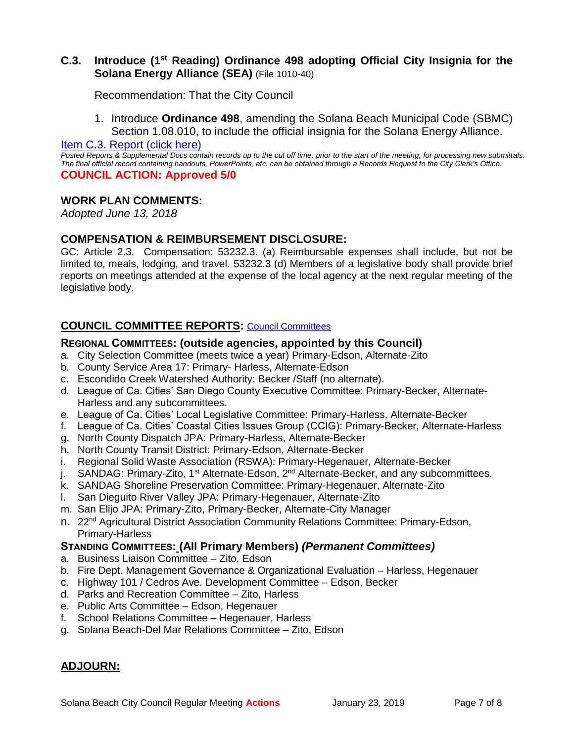### C.3. Introduce (1st Reading) Ordinance 498 adopting Official City Insignia for the Solana Energy Alliance (SEA) (File 1010-40)

Recommendation: That the City Council

1. Introduce **Ordinance 498**, amending the Solana Beach Municipal Code (SBMC) Section 1.08.010, to include the official insignia for the Solana Energy Alliance.

[Item C.3. Report (click here)]

*Posted Reports & Supplemental Docs contain records up to the cut off time, prior to the start of the meeting, for processing new submittals. The final official record containing handouts, PowerPoints, etc. can be obtained through a Records Request to the City Clerk's Office.*

**COUNCIL ACTION: Approved 5/0**

## WORK PLAN COMMENTS:

*Adopted June 13, 2018*

## COMPENSATION & REIMBURSEMENT DISCLOSURE:

GC: Article 2.3. Compensation: 53232.3. (a) Reimbursable expenses shall include, but not be limited to, meals, lodging, and travel. 53232.3 (d) Members of a legislative body shall provide brief reports on meetings attended at the expense of the local agency at the next regular meeting of the legislative body.

## COUNCIL COMMITTEE REPORTS: [Council Committees]

### REGIONAL COMMITTEES: (outside agencies, appointed by this Council)

a. City Selection Committee (meets twice a year) Primary-Edson, Alternate-Zito
b. County Service Area 17: Primary- Harless, Alternate-Edson
c. Escondido Creek Watershed Authority: Becker /Staff (no alternate).
d. League of Ca. Cities' San Diego County Executive Committee: Primary-Becker, Alternate-Harless and any subcommittees.
e. League of Ca. Cities' Local Legislative Committee: Primary-Harless, Alternate-Becker
f. League of Ca. Cities' Coastal Cities Issues Group (CCIG): Primary-Becker, Alternate-Harless
g. North County Dispatch JPA: Primary-Harless, Alternate-Becker
h. North County Transit District: Primary-Edson, Alternate-Becker
i. Regional Solid Waste Association (RSWA): Primary-Hegenauer, Alternate-Becker
j. SANDAG: Primary-Zito, 1st Alternate-Edson, 2nd Alternate-Becker, and any subcommittees.
k. SANDAG Shoreline Preservation Committee: Primary-Hegenauer, Alternate-Zito
l. San Dieguito River Valley JPA: Primary-Hegenauer, Alternate-Zito
m. San Elijo JPA: Primary-Zito, Primary-Becker, Alternate-City Manager
n. 22nd Agricultural District Association Community Relations Committee: Primary-Edson, Primary-Harless

### STANDING COMMITTEES: (All Primary Members) *(Permanent Committees)*

a. Business Liaison Committee – Zito, Edson
b. Fire Dept. Management Governance & Organizational Evaluation – Harless, Hegenauer
c. Highway 101 / Cedros Ave. Development Committee – Edson, Becker
d. Parks and Recreation Committee – Zito, Harless
e. Public Arts Committee – Edson, Hegenauer
f. School Relations Committee – Hegenauer, Harless
g. Solana Beach-Del Mar Relations Committee – Zito, Edson

## ADJOURN: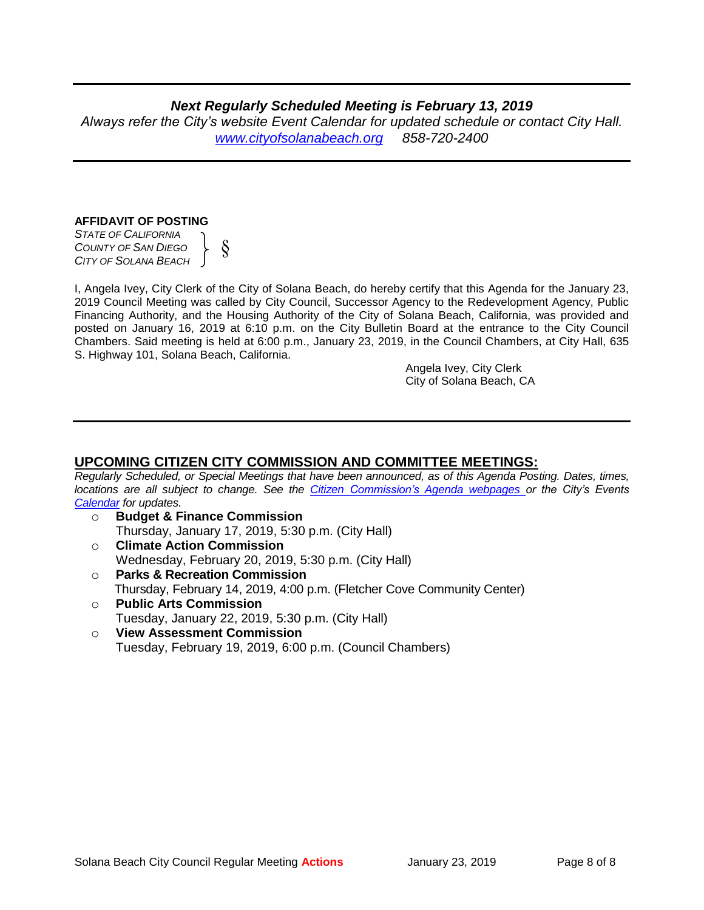***Next Regularly Scheduled Meeting is February 13, 2019***

*Always refer the City's website Event Calendar for updated schedule or contact City Hall.*
*[www.cityofsolanabeach.org](www.cityofsolanabeach.org) 858-720-2400*

---

**AFFIDAVIT OF POSTING**

*STATE OF CALIFORNIA*
*COUNTY OF SAN DIEGO* } §
*CITY OF SOLANA BEACH*

I, Angela Ivey, City Clerk of the City of Solana Beach, do hereby certify that this Agenda for the January 23, 2019 Council Meeting was called by City Council, Successor Agency to the Redevelopment Agency, Public Financing Authority, and the Housing Authority of the City of Solana Beach, California, was provided and posted on January 16, 2019 at 6:10 p.m. on the City Bulletin Board at the entrance to the City Council Chambers. Said meeting is held at 6:00 p.m., January 23, 2019, in the Council Chambers, at City Hall, 635 S. Highway 101, Solana Beach, California.

Angela Ivey, City Clerk
City of Solana Beach, CA

---

## UPCOMING CITIZEN CITY COMMISSION AND COMMITTEE MEETINGS:

*Regularly Scheduled, or Special Meetings that have been announced, as of this Agenda Posting. Dates, times, locations are all subject to change. See the Citizen Commission's Agenda webpages or the City's Events Calendar for updates.*

- **Budget & Finance Commission**
  Thursday, January 17, 2019, 5:30 p.m. (City Hall)
- **Climate Action Commission**
  Wednesday, February 20, 2019, 5:30 p.m. (City Hall)
- **Parks & Recreation Commission**
  Thursday, February 14, 2019, 4:00 p.m. (Fletcher Cove Community Center)
- **Public Arts Commission**
  Tuesday, January 22, 2019, 5:30 p.m. (City Hall)
- **View Assessment Commission**
  Tuesday, February 19, 2019, 6:00 p.m. (Council Chambers)